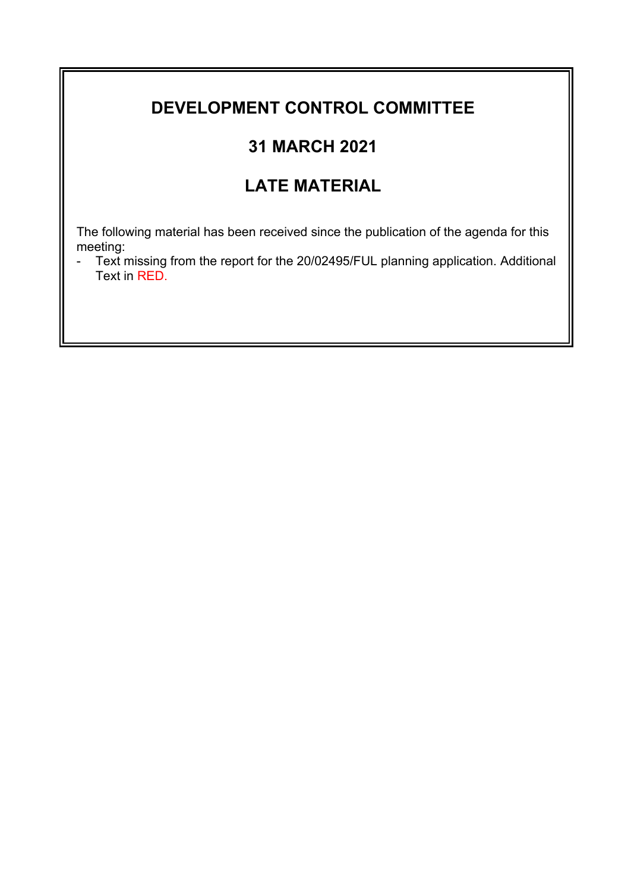# DEVELOPMENT CONTROL COMMITTEE

## 31 MARCH 2021

## LATE MATERIAL

The following material has been received since the publication of the agenda for this meeting:

- Text missing from the report for the 20/02495/FUL planning application. Additional Text in RED.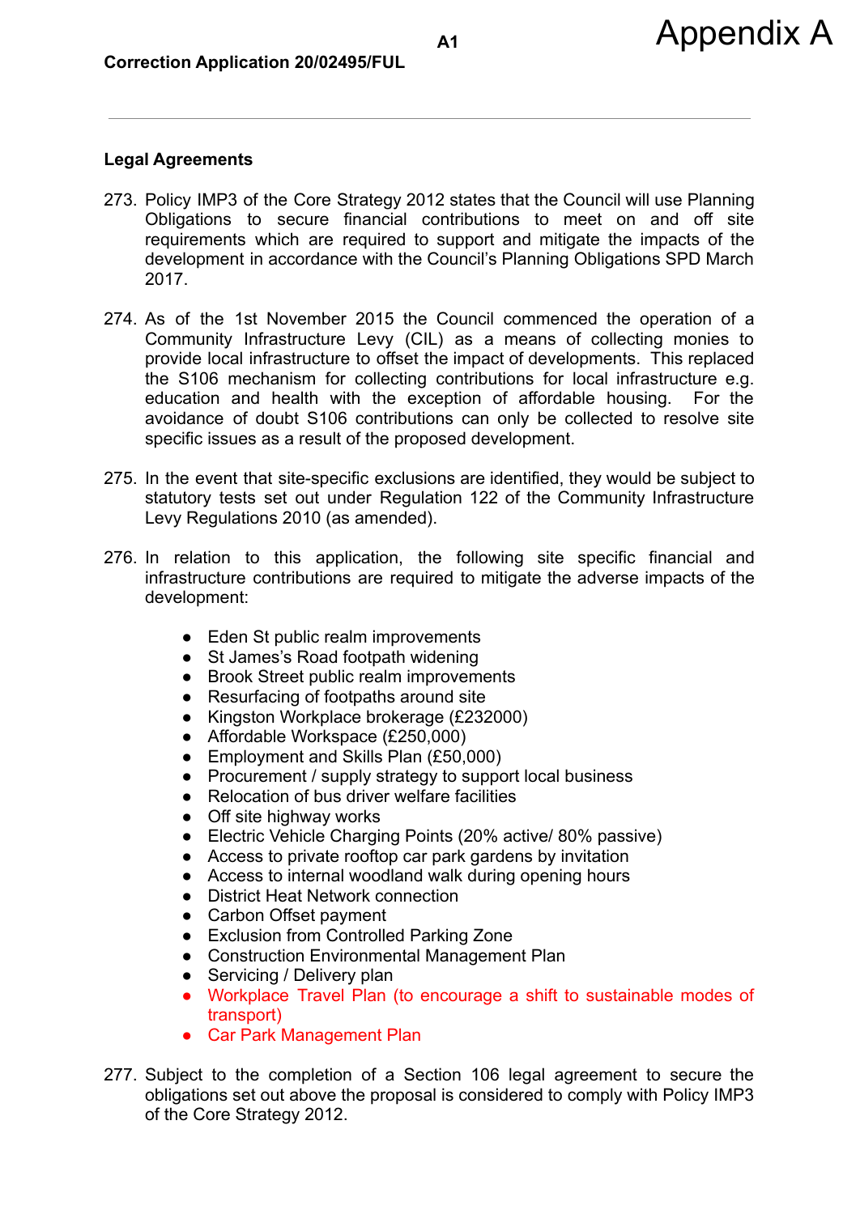Appendix A

A1

**Correction Application 20/02495/FUL**

---

**Legal Agreements**

273. Policy IMP3 of the Core Strategy 2012 states that the Council will use Planning Obligations to secure financial contributions to meet on and off site requirements which are required to support and mitigate the impacts of the development in accordance with the Council's Planning Obligations SPD March 2017.

274. As of the 1st November 2015 the Council commenced the operation of a Community Infrastructure Levy (CIL) as a means of collecting monies to provide local infrastructure to offset the impact of developments. This replaced the S106 mechanism for collecting contributions for local infrastructure e.g. education and health with the exception of affordable housing. For the avoidance of doubt S106 contributions can only be collected to resolve site specific issues as a result of the proposed development.

275. In the event that site-specific exclusions are identified, they would be subject to statutory tests set out under Regulation 122 of the Community Infrastructure Levy Regulations 2010 (as amended).

276. In relation to this application, the following site specific financial and infrastructure contributions are required to mitigate the adverse impacts of the development:

- Eden St public realm improvements
- St James's Road footpath widening
- Brook Street public realm improvements
- Resurfacing of footpaths around site
- Kingston Workplace brokerage (£232000)
- Affordable Workspace (£250,000)
- Employment and Skills Plan (£50,000)
- Procurement / supply strategy to support local business
- Relocation of bus driver welfare facilities
- Off site highway works
- Electric Vehicle Charging Points (20% active/ 80% passive)
- Access to private rooftop car park gardens by invitation
- Access to internal woodland walk during opening hours
- District Heat Network connection
- Carbon Offset payment
- Exclusion from Controlled Parking Zone
- Construction Environmental Management Plan
- Servicing / Delivery plan
- Workplace Travel Plan (to encourage a shift to sustainable modes of transport)
- Car Park Management Plan

277. Subject to the completion of a Section 106 legal agreement to secure the obligations set out above the proposal is considered to comply with Policy IMP3 of the Core Strategy 2012.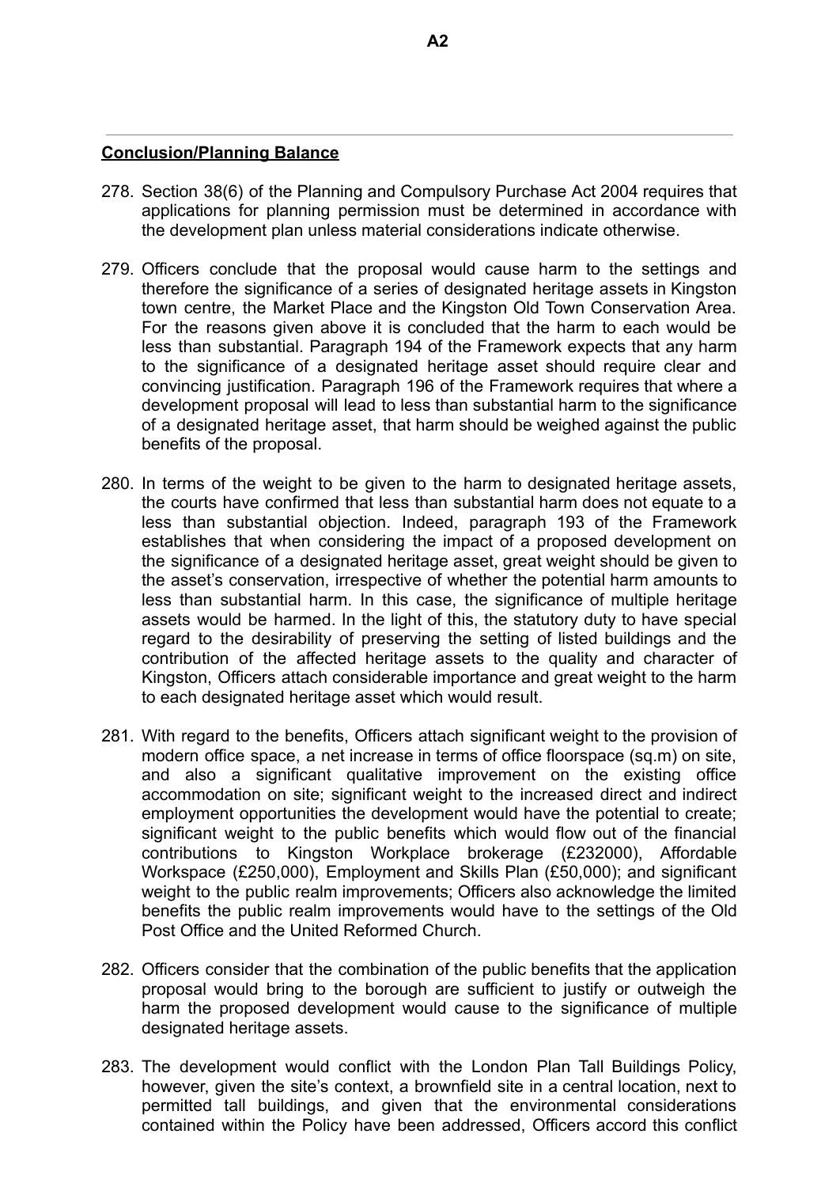## **Conclusion/Planning Balance**

278. Section 38(6) of the Planning and Compulsory Purchase Act 2004 requires that applications for planning permission must be determined in accordance with the development plan unless material considerations indicate otherwise.

279. Officers conclude that the proposal would cause harm to the settings and therefore the significance of a series of designated heritage assets in Kingston town centre, the Market Place and the Kingston Old Town Conservation Area. For the reasons given above it is concluded that the harm to each would be less than substantial. Paragraph 194 of the Framework expects that any harm to the significance of a designated heritage asset should require clear and convincing justification. Paragraph 196 of the Framework requires that where a development proposal will lead to less than substantial harm to the significance of a designated heritage asset, that harm should be weighed against the public benefits of the proposal.

280. In terms of the weight to be given to the harm to designated heritage assets, the courts have confirmed that less than substantial harm does not equate to a less than substantial objection. Indeed, paragraph 193 of the Framework establishes that when considering the impact of a proposed development on the significance of a designated heritage asset, great weight should be given to the asset's conservation, irrespective of whether the potential harm amounts to less than substantial harm. In this case, the significance of multiple heritage assets would be harmed. In the light of this, the statutory duty to have special regard to the desirability of preserving the setting of listed buildings and the contribution of the affected heritage assets to the quality and character of Kingston, Officers attach considerable importance and great weight to the harm to each designated heritage asset which would result.

281. With regard to the benefits, Officers attach significant weight to the provision of modern office space, a net increase in terms of office floorspace (sq.m) on site, and also a significant qualitative improvement on the existing office accommodation on site; significant weight to the increased direct and indirect employment opportunities the development would have the potential to create; significant weight to the public benefits which would flow out of the financial contributions to Kingston Workplace brokerage (£232000), Affordable Workspace (£250,000), Employment and Skills Plan (£50,000); and significant weight to the public realm improvements; Officers also acknowledge the limited benefits the public realm improvements would have to the settings of the Old Post Office and the United Reformed Church.

282. Officers consider that the combination of the public benefits that the application proposal would bring to the borough are sufficient to justify or outweigh the harm the proposed development would cause to the significance of multiple designated heritage assets.

283. The development would conflict with the London Plan Tall Buildings Policy, however, given the site's context, a brownfield site in a central location, next to permitted tall buildings, and given that the environmental considerations contained within the Policy have been addressed, Officers accord this conflict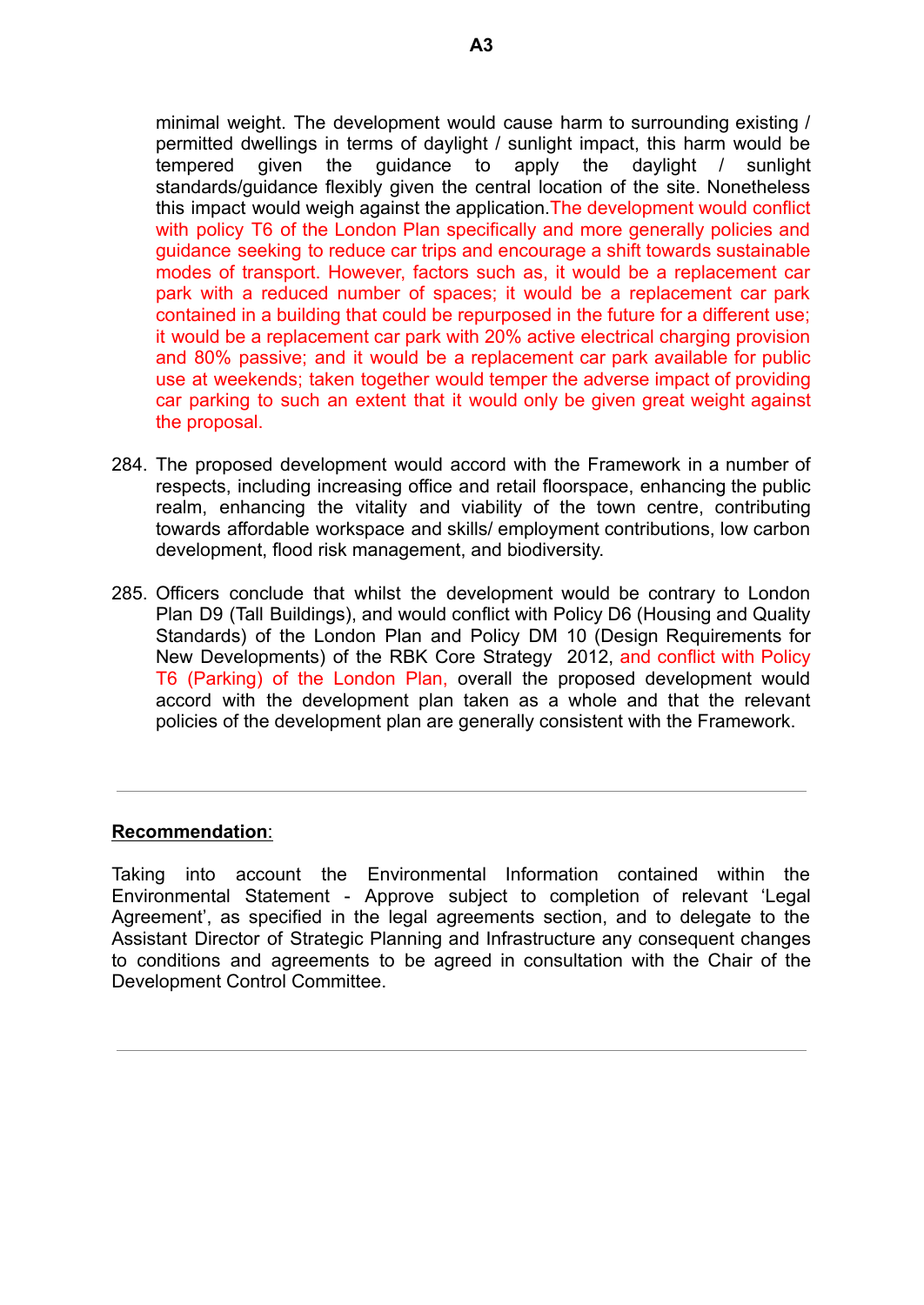minimal weight. The development would cause harm to surrounding existing / permitted dwellings in terms of daylight / sunlight impact, this harm would be tempered given the guidance to apply the daylight / sunlight standards/guidance flexibly given the central location of the site. Nonetheless this impact would weigh against the application. The development would conflict with policy T6 of the London Plan specifically and more generally policies and guidance seeking to reduce car trips and encourage a shift towards sustainable modes of transport. However, factors such as, it would be a replacement car park with a reduced number of spaces; it would be a replacement car park contained in a building that could be repurposed in the future for a different use; it would be a replacement car park with 20% active electrical charging provision and 80% passive; and it would be a replacement car park available for public use at weekends; taken together would temper the adverse impact of providing car parking to such an extent that it would only be given great weight against the proposal.

284. The proposed development would accord with the Framework in a number of respects, including increasing office and retail floorspace, enhancing the public realm, enhancing the vitality and viability of the town centre, contributing towards affordable workspace and skills/ employment contributions, low carbon development, flood risk management, and biodiversity.

285. Officers conclude that whilst the development would be contrary to London Plan D9 (Tall Buildings), and would conflict with Policy D6 (Housing and Quality Standards) of the London Plan and Policy DM 10 (Design Requirements for New Developments) of the RBK Core Strategy 2012, and conflict with Policy T6 (Parking) of the London Plan, overall the proposed development would accord with the development plan taken as a whole and that the relevant policies of the development plan are generally consistent with the Framework.

---

**Recommendation**:

Taking into account the Environmental Information contained within the Environmental Statement - Approve subject to completion of relevant 'Legal Agreement', as specified in the legal agreements section, and to delegate to the Assistant Director of Strategic Planning and Infrastructure any consequent changes to conditions and agreements to be agreed in consultation with the Chair of the Development Control Committee.

---